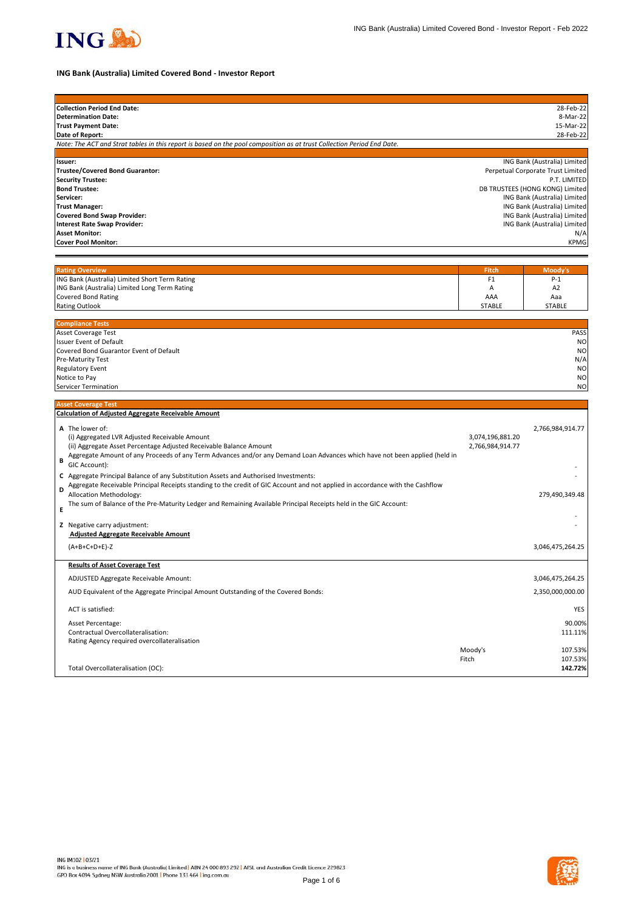# ING Bank (Australia) Limited Covered Bond - Investor Report

| | |
|---|---|
| **Collection Period End Date:** | 28-Feb-22 |
| **Determination Date:** | 8-Mar-22 |
| **Trust Payment Date:** | 15-Mar-22 |
| **Date of Report:** | 28-Feb-22 |

*Note: The ACT and Strat tables in this report is based on the pool composition as at trust Collection Period End Date.*

| | |
|---|---|
| **Issuer:** | ING Bank (Australia) Limited |
| **Trustee/Covered Bond Guarantor:** | Perpetual Corporate Trust Limited |
| **Security Trustee:** | P.T. LIMITED |
| **Bond Trustee:** | DB TRUSTEES (HONG KONG) Limited |
| **Servicer:** | ING Bank (Australia) Limited |
| **Trust Manager:** | ING Bank (Australia) Limited |
| **Covered Bond Swap Provider:** | ING Bank (Australia) Limited |
| **Interest Rate Swap Provider:** | ING Bank (Australia) Limited |
| **Asset Monitor:** | N/A |
| **Cover Pool Monitor:** | KPMG |

| Rating Overview | Fitch | Moody's |
|---|---|---|
| ING Bank (Australia) Limited Short Term Rating | F1 | P-1 |
| ING Bank (Australia) Limited Long Term Rating | A | A2 |
| Covered Bond Rating | AAA | Aaa |
| Rating Outlook | STABLE | STABLE |

| Compliance Tests | |
|---|---|
| Asset Coverage Test | PASS |
| Issuer Event of Default | NO |
| Covered Bond Guarantor Event of Default | NO |
| Pre-Maturity Test | N/A |
| Regulatory Event | NO |
| Notice to Pay | NO |
| Servicer Termination | NO |

## Asset Coverage Test

**Calculation of Adjusted Aggregate Receivable Amount**

| | | | |
|---|---|---|---|
| **A** | The lower of: | | 2,766,984,914.77 |
| | (i) Aggregated LVR Adjusted Receivable Amount | 3,074,196,881.20 | |
| | (ii) Aggregate Asset Percentage Adjusted Receivable Balance Amount | 2,766,984,914.77 | |
| **B** | Aggregate Amount of any Proceeds of any Term Advances and/or any Demand Loan Advances which have not been applied (held in GIC Account): | | - |
| **C** | Aggregate Principal Balance of any Substitution Assets and Authorised Investments: | | - |
| **D** | Aggregate Receivable Principal Receipts standing to the credit of GIC Account and not applied in accordance with the Cashflow Allocation Methodology: | | 279,490,349.48 |
| **E** | The sum of Balance of the Pre-Maturity Ledger and Remaining Available Principal Receipts held in the GIC Account: | | - |
| **Z** | Negative carry adjustment: | | - |
| | **Adjusted Aggregate Receivable Amount** | | |
| | (A+B+C+D+E)-Z | | 3,046,475,264.25 |

**Results of Asset Coverage Test**

| | | |
|---|---|---|
| ADJUSTED Aggregate Receivable Amount: | | 3,046,475,264.25 |
| AUD Equivalent of the Aggregate Principal Amount Outstanding of the Covered Bonds: | | 2,350,000,000.00 |
| ACT is satisfied: | | YES |
| Asset Percentage: | | 90.00% |
| Contractual Overcollateralisation: | | 111.11% |
| Rating Agency required overcollateralisation | | |
| | Moody's | 107.53% |
| | Fitch | 107.53% |
| Total Overcollateralisation (OC): | | **142.72%** |

ING IM102 | 03/21
ING is a business name of ING Bank (Australia) Limited | ABN 24 000 893 292 | AFSL and Australian Credit Licence 229823
GPO Box 4094 Sydney NSW Australia 2001 | Phone 133 464 | ing.com.au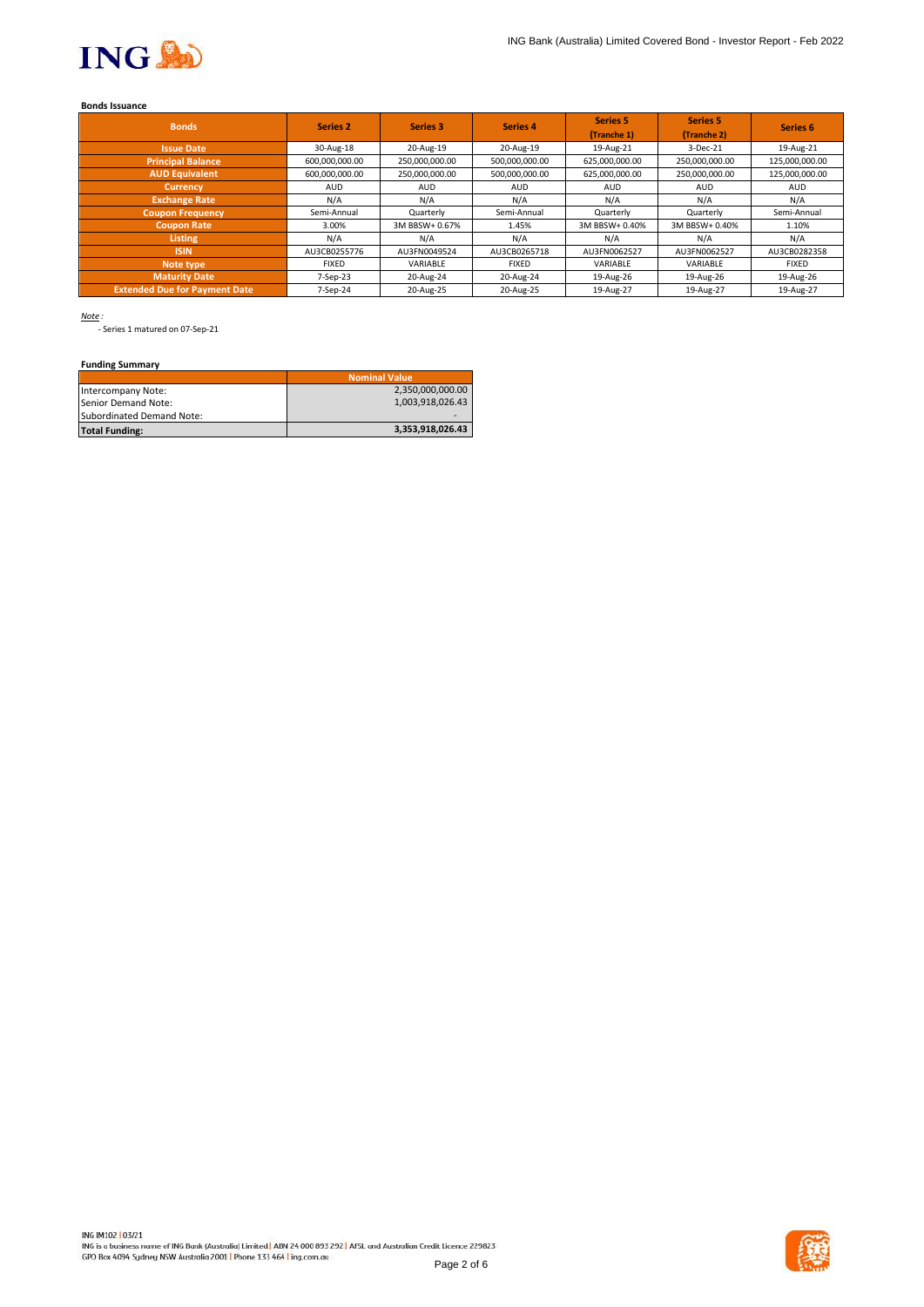**Bonds Issuance**

| Bonds | Series 2 | Series 3 | Series 4 | Series 5 (Tranche 1) | Series 5 (Tranche 2) | Series 6 |
|---|---|---|---|---|---|---|
| Issue Date | 30-Aug-18 | 20-Aug-19 | 20-Aug-19 | 19-Aug-21 | 3-Dec-21 | 19-Aug-21 |
| Principal Balance | 600,000,000.00 | 250,000,000.00 | 500,000,000.00 | 625,000,000.00 | 250,000,000.00 | 125,000,000.00 |
| AUD Equivalent | 600,000,000.00 | 250,000,000.00 | 500,000,000.00 | 625,000,000.00 | 250,000,000.00 | 125,000,000.00 |
| Currency | AUD | AUD | AUD | AUD | AUD | AUD |
| Exchange Rate | N/A | N/A | N/A | N/A | N/A | N/A |
| Coupon Frequency | Semi-Annual | Quarterly | Semi-Annual | Quarterly | Quarterly | Semi-Annual |
| Coupon Rate | 3.00% | 3M BBSW+ 0.67% | 1.45% | 3M BBSW+ 0.40% | 3M BBSW+ 0.40% | 1.10% |
| Listing | N/A | N/A | N/A | N/A | N/A | N/A |
| ISIN | AU3CB0255776 | AU3FN0049524 | AU3CB0265718 | AU3FN0062527 | AU3FN0062527 | AU3CB0282358 |
| Note type | FIXED | VARIABLE | FIXED | VARIABLE | VARIABLE | FIXED |
| Maturity Date | 7-Sep-23 | 20-Aug-24 | 20-Aug-24 | 19-Aug-26 | 19-Aug-26 | 19-Aug-26 |
| Extended Due for Payment Date | 7-Sep-24 | 20-Aug-25 | 20-Aug-25 | 19-Aug-27 | 19-Aug-27 | 19-Aug-27 |

*Note :*

- Series 1 matured on 07-Sep-21

**Funding Summary**

| | Nominal Value |
|---|---|
| Intercompany Note: | 2,350,000,000.00 |
| Senior Demand Note: | 1,003,918,026.43 |
| Subordinated Demand Note: | - |
| **Total Funding:** | **3,353,918,026.43** |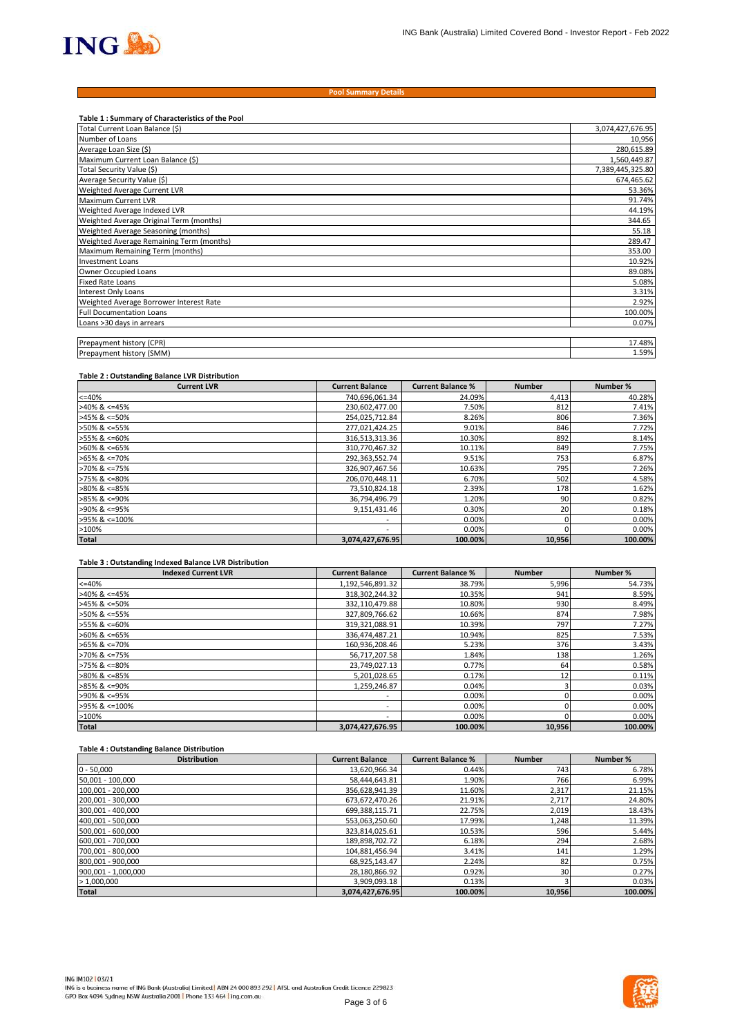## Pool Summary Details

### Table 1 : Summary of Characteristics of the Pool

| | |
|---|---|
| Total Current Loan Balance ($) | 3,074,427,676.95 |
| Number of Loans | 10,956 |
| Average Loan Size ($) | 280,615.89 |
| Maximum Current Loan Balance ($) | 1,560,449.87 |
| Total Security Value ($) | 7,389,445,325.80 |
| Average Security Value ($) | 674,465.62 |
| Weighted Average Current LVR | 53.36% |
| Maximum Current LVR | 91.74% |
| Weighted Average Indexed LVR | 44.19% |
| Weighted Average Original Term (months) | 344.65 |
| Weighted Average Seasoning (months) | 55.18 |
| Weighted Average Remaining Term (months) | 289.47 |
| Maximum Remaining Term (months) | 353.00 |
| Investment Loans | 10.92% |
| Owner Occupied Loans | 89.08% |
| Fixed Rate Loans | 5.08% |
| Interest Only Loans | 3.31% |
| Weighted Average Borrower Interest Rate | 2.92% |
| Full Documentation Loans | 100.00% |
| Loans >30 days in arrears | 0.07% |
| | |
| Prepayment history (CPR) | 17.48% |
| Prepayment history (SMM) | 1.59% |

### Table 2 : Outstanding Balance LVR Distribution

| Current LVR | Current Balance | Current Balance % | Number | Number % |
|---|---|---|---|---|
| <=40% | 740,696,061.34 | 24.09% | 4,413 | 40.28% |
| >40% & <=45% | 230,602,477.00 | 7.50% | 812 | 7.41% |
| >45% & <=50% | 254,025,712.84 | 8.26% | 806 | 7.36% |
| >50% & <=55% | 277,021,424.25 | 9.01% | 846 | 7.72% |
| >55% & <=60% | 316,513,313.36 | 10.30% | 892 | 8.14% |
| >60% & <=65% | 310,770,467.32 | 10.11% | 849 | 7.75% |
| >65% & <=70% | 292,363,552.74 | 9.51% | 753 | 6.87% |
| >70% & <=75% | 326,907,467.56 | 10.63% | 795 | 7.26% |
| >75% & <=80% | 206,070,448.11 | 6.70% | 502 | 4.58% |
| >80% & <=85% | 73,510,824.18 | 2.39% | 178 | 1.62% |
| >85% & <=90% | 36,794,496.79 | 1.20% | 90 | 0.82% |
| >90% & <=95% | 9,151,431.46 | 0.30% | 20 | 0.18% |
| >95% & <=100% | - | 0.00% | 0 | 0.00% |
| >100% | - | 0.00% | 0 | 0.00% |
| **Total** | **3,074,427,676.95** | **100.00%** | **10,956** | **100.00%** |

### Table 3 : Outstanding Indexed Balance LVR Distribution

| Indexed Current LVR | Current Balance | Current Balance % | Number | Number % |
|---|---|---|---|---|
| <=40% | 1,192,546,891.32 | 38.79% | 5,996 | 54.73% |
| >40% & <=45% | 318,302,244.32 | 10.35% | 941 | 8.59% |
| >45% & <=50% | 332,110,479.88 | 10.80% | 930 | 8.49% |
| >50% & <=55% | 327,809,766.62 | 10.66% | 874 | 7.98% |
| >55% & <=60% | 319,321,088.91 | 10.39% | 797 | 7.27% |
| >60% & <=65% | 336,474,487.21 | 10.94% | 825 | 7.53% |
| >65% & <=70% | 160,936,208.46 | 5.23% | 376 | 3.43% |
| >70% & <=75% | 56,717,207.58 | 1.84% | 138 | 1.26% |
| >75% & <=80% | 23,749,027.13 | 0.77% | 64 | 0.58% |
| >80% & <=85% | 5,201,028.65 | 0.17% | 12 | 0.11% |
| >85% & <=90% | 1,259,246.87 | 0.04% | 3 | 0.03% |
| >90% & <=95% | - | 0.00% | 0 | 0.00% |
| >95% & <=100% | - | 0.00% | 0 | 0.00% |
| >100% | - | 0.00% | 0 | 0.00% |
| **Total** | **3,074,427,676.95** | **100.00%** | **10,956** | **100.00%** |

### Table 4 : Outstanding Balance Distribution

| Distribution | Current Balance | Current Balance % | Number | Number % |
|---|---|---|---|---|
| 0 - 50,000 | 13,620,966.34 | 0.44% | 743 | 6.78% |
| 50,001 - 100,000 | 58,444,643.81 | 1.90% | 766 | 6.99% |
| 100,001 - 200,000 | 356,628,941.39 | 11.60% | 2,317 | 21.15% |
| 200,001 - 300,000 | 673,672,470.26 | 21.91% | 2,717 | 24.80% |
| 300,001 - 400,000 | 699,388,115.71 | 22.75% | 2,019 | 18.43% |
| 400,001 - 500,000 | 553,063,250.60 | 17.99% | 1,248 | 11.39% |
| 500,001 - 600,000 | 323,814,025.61 | 10.53% | 596 | 5.44% |
| 600,001 - 700,000 | 189,898,702.72 | 6.18% | 294 | 2.68% |
| 700,001 - 800,000 | 104,881,456.94 | 3.41% | 141 | 1.29% |
| 800,001 - 900,000 | 68,925,143.47 | 2.24% | 82 | 0.75% |
| 900,001 - 1,000,000 | 28,180,866.92 | 0.92% | 30 | 0.27% |
| > 1,000,000 | 3,909,093.18 | 0.13% | 3 | 0.03% |
| **Total** | **3,074,427,676.95** | **100.00%** | **10,956** | **100.00%** |

ING IM102 | 03/21
ING is a business name of ING Bank (Australia) Limited | ABN 24 000 893 292 | AFSL and Australian Credit Licence 229823
GPO Box 4094 Sydney NSW Australia 2001 | Phone 133 464 | ing.com.au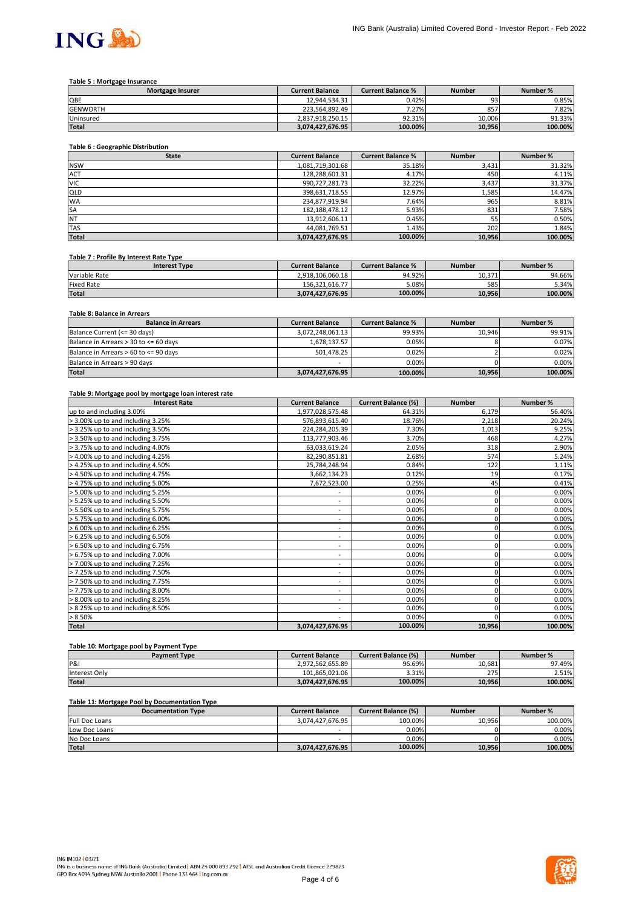**Table 5 : Mortgage Insurance**

| Mortgage Insurer | Current Balance | Current Balance % | Number | Number % |
|---|---|---|---|---|
| QBE | 12,944,534.31 | 0.42% | 93 | 0.85% |
| GENWORTH | 223,564,892.49 | 7.27% | 857 | 7.82% |
| Uninsured | 2,837,918,250.15 | 92.31% | 10,006 | 91.33% |
| **Total** | **3,074,427,676.95** | **100.00%** | **10,956** | **100.00%** |

**Table 6 : Geographic Distribution**

| State | Current Balance | Current Balance % | Number | Number % |
|---|---|---|---|---|
| NSW | 1,081,719,301.68 | 35.18% | 3,431 | 31.32% |
| ACT | 128,288,601.31 | 4.17% | 450 | 4.11% |
| VIC | 990,727,281.73 | 32.22% | 3,437 | 31.37% |
| QLD | 398,631,718.55 | 12.97% | 1,585 | 14.47% |
| WA | 234,877,919.94 | 7.64% | 965 | 8.81% |
| SA | 182,188,478.12 | 5.93% | 831 | 7.58% |
| NT | 13,912,606.11 | 0.45% | 55 | 0.50% |
| TAS | 44,081,769.51 | 1.43% | 202 | 1.84% |
| **Total** | **3,074,427,676.95** | **100.00%** | **10,956** | **100.00%** |

**Table 7 : Profile By Interest Rate Type**

| Interest Type | Current Balance | Current Balance % | Number | Number % |
|---|---|---|---|---|
| Variable Rate | 2,918,106,060.18 | 94.92% | 10,371 | 94.66% |
| Fixed Rate | 156,321,616.77 | 5.08% | 585 | 5.34% |
| **Total** | **3,074,427,676.95** | **100.00%** | **10,956** | **100.00%** |

**Table 8: Balance in Arrears**

| Balance in Arrears | Current Balance | Current Balance % | Number | Number % |
|---|---|---|---|---|
| Balance Current (<= 30 days) | 3,072,248,061.13 | 99.93% | 10,946 | 99.91% |
| Balance in Arrears > 30 to <= 60 days | 1,678,137.57 | 0.05% | 8 | 0.07% |
| Balance in Arrears > 60 to <= 90 days | 501,478.25 | 0.02% | 2 | 0.02% |
| Balance in Arrears > 90 days | - | 0.00% | 0 | 0.00% |
| **Total** | **3,074,427,676.95** | **100.00%** | **10,956** | **100.00%** |

**Table 9: Mortgage pool by mortgage loan interest rate**

| Interest Rate | Current Balance | Current Balance (%) | Number | Number % |
|---|---|---|---|---|
| up to and including 3.00% | 1,977,028,575.48 | 64.31% | 6,179 | 56.40% |
| > 3.00% up to and including 3.25% | 576,893,615.40 | 18.76% | 2,218 | 20.24% |
| > 3.25% up to and including 3.50% | 224,284,205.39 | 7.30% | 1,013 | 9.25% |
| > 3.50% up to and including 3.75% | 113,777,903.46 | 3.70% | 468 | 4.27% |
| > 3.75% up to and including 4.00% | 63,033,619.24 | 2.05% | 318 | 2.90% |
| > 4.00% up to and including 4.25% | 82,290,851.81 | 2.68% | 574 | 5.24% |
| > 4.25% up to and including 4.50% | 25,784,248.94 | 0.84% | 122 | 1.11% |
| > 4.50% up to and including 4.75% | 3,662,134.23 | 0.12% | 19 | 0.17% |
| > 4.75% up to and including 5.00% | 7,672,523.00 | 0.25% | 45 | 0.41% |
| > 5.00% up to and including 5.25% | - | 0.00% | 0 | 0.00% |
| > 5.25% up to and including 5.50% | - | 0.00% | 0 | 0.00% |
| > 5.50% up to and including 5.75% | - | 0.00% | 0 | 0.00% |
| > 5.75% up to and including 6.00% | - | 0.00% | 0 | 0.00% |
| > 6.00% up to and including 6.25% | - | 0.00% | 0 | 0.00% |
| > 6.25% up to and including 6.50% | - | 0.00% | 0 | 0.00% |
| > 6.50% up to and including 6.75% | - | 0.00% | 0 | 0.00% |
| > 6.75% up to and including 7.00% | - | 0.00% | 0 | 0.00% |
| > 7.00% up to and including 7.25% | - | 0.00% | 0 | 0.00% |
| > 7.25% up to and including 7.50% | - | 0.00% | 0 | 0.00% |
| > 7.50% up to and including 7.75% | - | 0.00% | 0 | 0.00% |
| > 7.75% up to and including 8.00% | - | 0.00% | 0 | 0.00% |
| > 8.00% up to and including 8.25% | - | 0.00% | 0 | 0.00% |
| > 8.25% up to and including 8.50% | - | 0.00% | 0 | 0.00% |
| > 8.50% | - | 0.00% | 0 | 0.00% |
| **Total** | **3,074,427,676.95** | **100.00%** | **10,956** | **100.00%** |

**Table 10: Mortgage pool by Payment Type**

| Payment Type | Current Balance | Current Balance (%) | Number | Number % |
|---|---|---|---|---|
| P&I | 2,972,562,655.89 | 96.69% | 10,681 | 97.49% |
| Interest Only | 101,865,021.06 | 3.31% | 275 | 2.51% |
| **Total** | **3,074,427,676.95** | **100.00%** | **10,956** | **100.00%** |

**Table 11: Mortgage Pool by Documentation Type**

| Documentation Type | Current Balance | Current Balance (%) | Number | Number % |
|---|---|---|---|---|
| Full Doc Loans | 3,074,427,676.95 | 100.00% | 10,956 | 100.00% |
| Low Doc Loans | - | 0.00% | 0 | 0.00% |
| No Doc Loans | - | 0.00% | 0 | 0.00% |
| **Total** | **3,074,427,676.95** | **100.00%** | **10,956** | **100.00%** |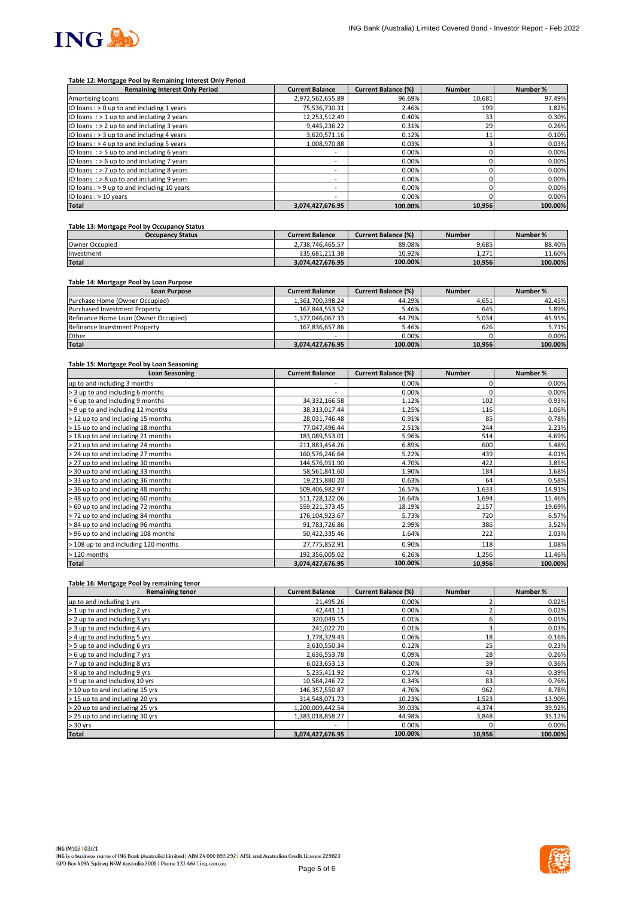#### Table 12: Mortgage Pool by Remaining Interest Only Period

| Remaining Interest Only Period | Current Balance | Current Balance (%) | Number | Number % |
|---|---|---|---|---|
| Amortising Loans | 2,972,562,655.89 | 96.69% | 10,681 | 97.49% |
| IO loans : > 0 up to and including 1 years | 75,536,730.31 | 2.46% | 199 | 1.82% |
| IO loans : > 1 up to and including 2 years | 12,253,512.49 | 0.40% | 33 | 0.30% |
| IO loans : > 2 up to and including 3 years | 9,445,236.22 | 0.31% | 29 | 0.26% |
| IO loans : > 3 up to and including 4 years | 3,620,571.16 | 0.12% | 11 | 0.10% |
| IO loans : > 4 up to and including 5 years | 1,008,970.88 | 0.03% | 3 | 0.03% |
| IO loans : > 5 up to and including 6 years | - | 0.00% | 0 | 0.00% |
| IO loans : > 6 up to and including 7 years | - | 0.00% | 0 | 0.00% |
| IO loans : > 7 up to and including 8 years | - | 0.00% | 0 | 0.00% |
| IO loans : > 8 up to and including 9 years | - | 0.00% | 0 | 0.00% |
| IO loans : > 9 up to and including 10 years | - | 0.00% | 0 | 0.00% |
| IO loans : > 10 years | - | 0.00% | 0 | 0.00% |
| **Total** | **3,074,427,676.95** | **100.00%** | **10,956** | **100.00%** |

#### Table 13: Mortgage Pool by Occupancy Status

| Occupancy Status | Current Balance | Current Balance (%) | Number | Number % |
|---|---|---|---|---|
| Owner Occupied | 2,738,746,465.57 | 89.08% | 9,685 | 88.40% |
| Investment | 335,681,211.38 | 10.92% | 1,271 | 11.60% |
| **Total** | **3,074,427,676.95** | **100.00%** | **10,956** | **100.00%** |

#### Table 14: Mortgage Pool by Loan Purpose

| Loan Purpose | Current Balance | Current Balance (%) | Number | Number % |
|---|---|---|---|---|
| Purchase Home (Owner Occupied) | 1,361,700,398.24 | 44.29% | 4,651 | 42.45% |
| Purchased Investment Property | 167,844,553.52 | 5.46% | 645 | 5.89% |
| Refinance Home Loan (Owner Occupied) | 1,377,046,067.33 | 44.79% | 5,034 | 45.95% |
| Refinance Investment Property | 167,836,657.86 | 5.46% | 626 | 5.71% |
| Other | - | 0.00% | 0 | 0.00% |
| **Total** | **3,074,427,676.95** | **100.00%** | **10,956** | **100.00%** |

#### Table 15: Mortgage Pool by Loan Seasoning

| Loan Seasoning | Current Balance | Current Balance (%) | Number | Number % |
|---|---|---|---|---|
| up to and including 3 months | - | 0.00% | 0 | 0.00% |
| > 3 up to and including 6 months | - | 0.00% | 0 | 0.00% |
| > 6 up to and including 9 months | 34,332,166.58 | 1.12% | 102 | 0.93% |
| > 9 up to and including 12 months | 38,313,017.44 | 1.25% | 116 | 1.06% |
| > 12 up to and including 15 months | 28,031,746.48 | 0.91% | 85 | 0.78% |
| > 15 up to and including 18 months | 77,047,496.44 | 2.51% | 244 | 2.23% |
| > 18 up to and including 21 months | 183,089,553.01 | 5.96% | 514 | 4.69% |
| > 21 up to and including 24 months | 211,883,454.26 | 6.89% | 600 | 5.48% |
| > 24 up to and including 27 months | 160,576,246.64 | 5.22% | 439 | 4.01% |
| > 27 up to and including 30 months | 144,576,951.90 | 4.70% | 422 | 3.85% |
| > 30 up to and including 33 months | 58,561,841.60 | 1.90% | 184 | 1.68% |
| > 33 up to and including 36 months | 19,215,880.20 | 0.63% | 64 | 0.58% |
| > 36 up to and including 48 months | 509,406,982.97 | 16.57% | 1,633 | 14.91% |
| > 48 up to and including 60 months | 511,728,122.06 | 16.64% | 1,694 | 15.46% |
| > 60 up to and including 72 months | 559,221,373.45 | 18.19% | 2,157 | 19.69% |
| > 72 up to and including 84 months | 176,104,923.67 | 5.73% | 720 | 6.57% |
| > 84 up to and including 96 months | 91,783,726.86 | 2.99% | 386 | 3.52% |
| > 96 up to and including 108 months | 50,422,335.46 | 1.64% | 222 | 2.03% |
| > 108 up to and including 120 months | 27,775,852.91 | 0.90% | 118 | 1.08% |
| > 120 months | 192,356,005.02 | 6.26% | 1,256 | 11.46% |
| **Total** | **3,074,427,676.95** | **100.00%** | **10,956** | **100.00%** |

#### Table 16: Mortgage Pool by remaining tenor

| Remaining tenor | Current Balance | Current Balance (%) | Number | Number % |
|---|---|---|---|---|
| up to and including 1 yrs | 21,495.26 | 0.00% | 2 | 0.02% |
| > 1 up to and including 2 yrs | 42,441.11 | 0.00% | 2 | 0.02% |
| > 2 up to and including 3 yrs | 320,049.15 | 0.01% | 6 | 0.05% |
| > 3 up to and including 4 yrs | 241,022.70 | 0.01% | 3 | 0.03% |
| > 4 up to and including 5 yrs | 1,778,329.43 | 0.06% | 18 | 0.16% |
| > 5 up to and including 6 yrs | 3,610,550.34 | 0.12% | 25 | 0.23% |
| > 6 up to and including 7 yrs | 2,636,553.78 | 0.09% | 28 | 0.26% |
| > 7 up to and including 8 yrs | 6,023,653.13 | 0.20% | 39 | 0.36% |
| > 8 up to and including 9 yrs | 5,235,411.92 | 0.17% | 43 | 0.39% |
| > 9 up to and including 10 yrs | 10,584,246.72 | 0.34% | 83 | 0.76% |
| > 10 up to and including 15 yrs | 146,357,550.87 | 4.76% | 962 | 8.78% |
| > 15 up to and including 20 yrs | 314,548,071.73 | 10.23% | 1,523 | 13.90% |
| > 20 up to and including 25 yrs | 1,200,009,442.54 | 39.03% | 4,374 | 39.92% |
| > 25 up to and including 30 yrs | 1,383,018,858.27 | 44.98% | 3,848 | 35.12% |
| > 30 yrs | - | 0.00% | 0 | 0.00% |
| **Total** | **3,074,427,676.95** | **100.00%** | **10,956** | **100.00%** |

ING IM102 | 03/21
ING is a business name of ING Bank (Australia) Limited | ABN 24 000 893 292 | AFSL and Australian Credit Licence 229823
GPO Box 4094 Sydney NSW Australia 2001 | Phone 133 464 | ing.com.au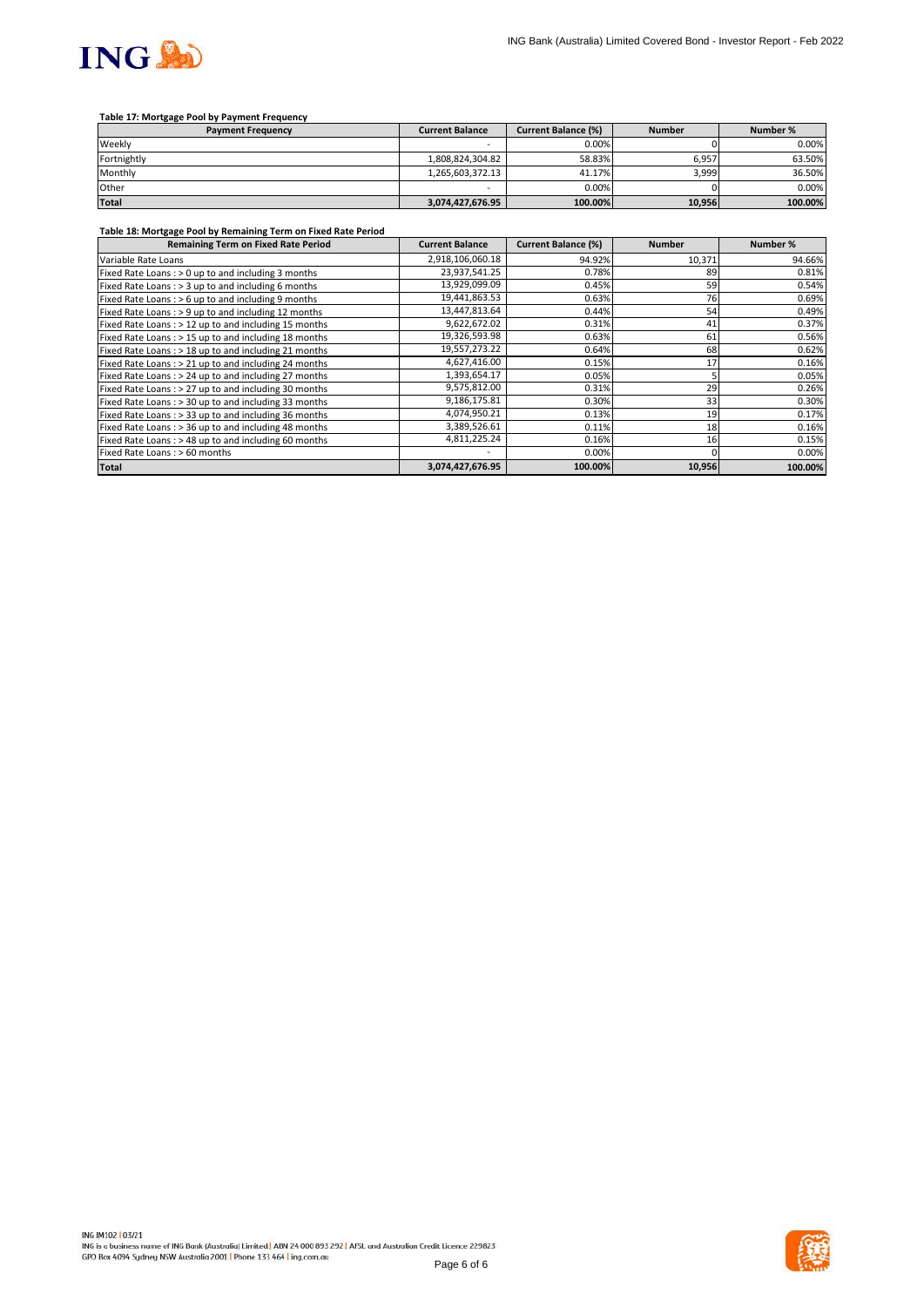**Table 17: Mortgage Pool by Payment Frequency**

| Payment Frequency | Current Balance | Current Balance (%) | Number | Number % |
| --- | --- | --- | --- | --- |
| Weekly | - | 0.00% | 0 | 0.00% |
| Fortnightly | 1,808,824,304.82 | 58.83% | 6,957 | 63.50% |
| Monthly | 1,265,603,372.13 | 41.17% | 3,999 | 36.50% |
| Other | - | 0.00% | 0 | 0.00% |
| **Total** | **3,074,427,676.95** | **100.00%** | **10,956** | **100.00%** |

**Table 18: Mortgage Pool by Remaining Term on Fixed Rate Period**

| Remaining Term on Fixed Rate Period | Current Balance | Current Balance (%) | Number | Number % |
| --- | --- | --- | --- | --- |
| Variable Rate Loans | 2,918,106,060.18 | 94.92% | 10,371 | 94.66% |
| Fixed Rate Loans : > 0 up to and including 3 months | 23,937,541.25 | 0.78% | 89 | 0.81% |
| Fixed Rate Loans : > 3 up to and including 6 months | 13,929,099.09 | 0.45% | 59 | 0.54% |
| Fixed Rate Loans : > 6 up to and including 9 months | 19,441,863.53 | 0.63% | 76 | 0.69% |
| Fixed Rate Loans : > 9 up to and including 12 months | 13,447,813.64 | 0.44% | 54 | 0.49% |
| Fixed Rate Loans : > 12 up to and including 15 months | 9,622,672.02 | 0.31% | 41 | 0.37% |
| Fixed Rate Loans : > 15 up to and including 18 months | 19,326,593.98 | 0.63% | 61 | 0.56% |
| Fixed Rate Loans : > 18 up to and including 21 months | 19,557,273.22 | 0.64% | 68 | 0.62% |
| Fixed Rate Loans : > 21 up to and including 24 months | 4,627,416.00 | 0.15% | 17 | 0.16% |
| Fixed Rate Loans : > 24 up to and including 27 months | 1,393,654.17 | 0.05% | 5 | 0.05% |
| Fixed Rate Loans : > 27 up to and including 30 months | 9,575,812.00 | 0.31% | 29 | 0.26% |
| Fixed Rate Loans : > 30 up to and including 33 months | 9,186,175.81 | 0.30% | 33 | 0.30% |
| Fixed Rate Loans : > 33 up to and including 36 months | 4,074,950.21 | 0.13% | 19 | 0.17% |
| Fixed Rate Loans : > 36 up to and including 48 months | 3,389,526.61 | 0.11% | 18 | 0.16% |
| Fixed Rate Loans : > 48 up to and including 60 months | 4,811,225.24 | 0.16% | 16 | 0.15% |
| Fixed Rate Loans : > 60 months | - | 0.00% | 0 | 0.00% |
| **Total** | **3,074,427,676.95** | **100.00%** | **10,956** | **100.00%** |

ING IM102 | 03/21
ING is a business name of ING Bank (Australia) Limited | ABN 24 000 893 292 | AFSL and Australian Credit Licence 229823
GPO Box 4094 Sydney NSW Australia 2001 | Phone 133 464 | ing.com.au